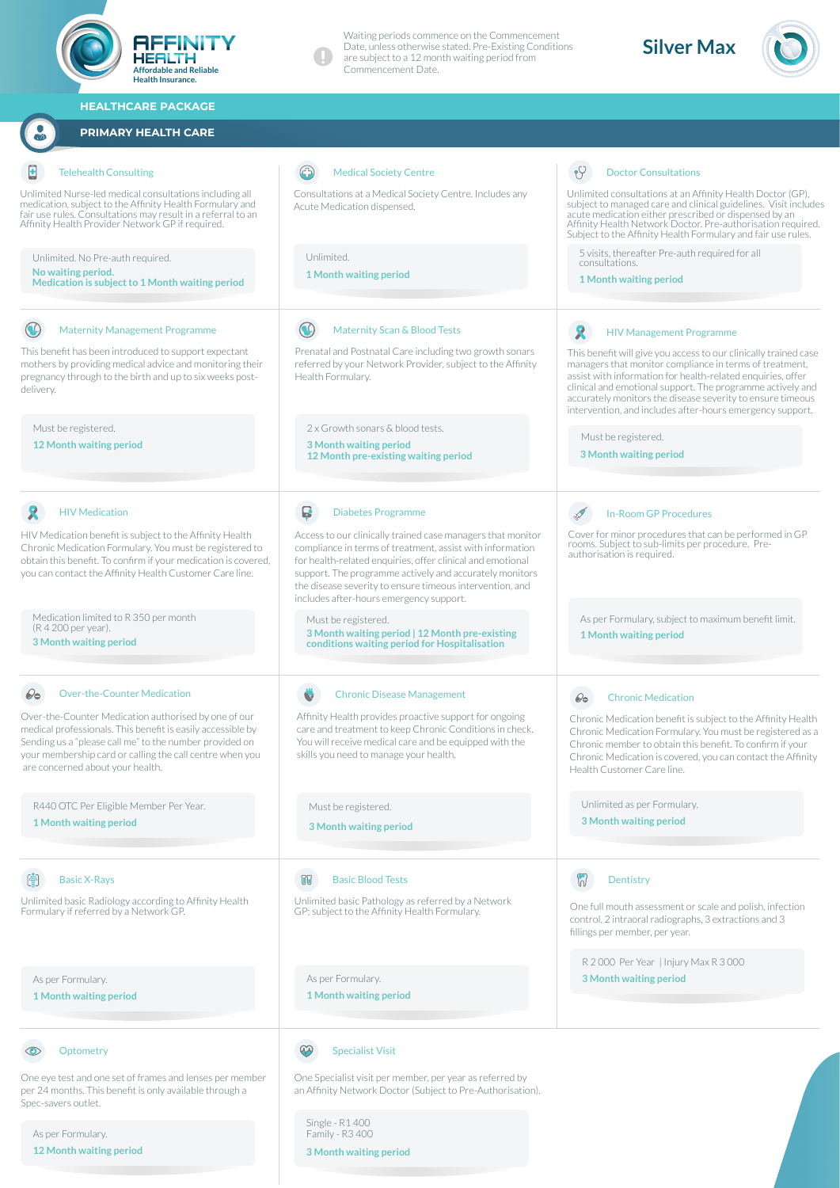AFFINITY HEALTH
Affordable and Reliable Health Insurance.

Waiting periods commence on the Commencement Date, unless otherwise stated. Pre-Existing Conditions are subject to a 12 month waiting period from Commencement Date.

# Silver Max

## HEALTHCARE PACKAGE

## PRIMARY HEALTH CARE

### Telehealth Consulting

Unlimited Nurse-led medical consultations including all medication, subject to the Affinity Health Formulary and fair use rules. Consultations may result in a referral to an Affinity Health Provider Network GP if required.

Unlimited. No Pre-auth required.
**No waiting period.**
**Medication is subject to 1 Month waiting period**

### Medical Society Centre

Consultations at a Medical Society Centre. Includes any Acute Medication dispensed.

Unlimited.
**1 Month waiting period**

### Doctor Consultations

Unlimited consultations at an Affinity Health Doctor (GP), subject to managed care and clinical guidelines. Visit includes acute medication either prescribed or dispensed by an Affinity Health Network Doctor. Pre-authorisation required. Subject to the Affinity Health Formulary and fair use rules.

5 visits, thereafter Pre-auth required for all consultations.
**1 Month waiting period**

### Maternity Management Programme

This benefit has been introduced to support expectant mothers by providing medical advice and monitoring their pregnancy through to the birth and up to six weeks post-delivery.

Must be registered.
**12 Month waiting period**

### Maternity Scan & Blood Tests

Prenatal and Postnatal Care including two growth sonars referred by your Network Provider, subject to the Affinity Health Formulary.

2 x Growth sonars & blood tests.
**3 Month waiting period**
**12 Month pre-existing waiting period**

### HIV Management Programme

This benefit will give you access to our clinically trained case managers that monitor compliance in terms of treatment, assist with information for health-related enquiries, offer clinical and emotional support. The programme actively and accurately monitors the disease severity to ensure timeous intervention, and includes after-hours emergency support.

Must be registered.
**3 Month waiting period**

### HIV Medication

HIV Medication benefit is subject to the Affinity Health Chronic Medication Formulary. You must be registered to obtain this benefit. To confirm if your medication is covered, you can contact the Affinity Health Customer Care line.

Medication limited to R 350 per month (R 4 200 per year).
**3 Month waiting period**

### Diabetes Programme

Access to our clinically trained case managers that monitor compliance in terms of treatment, assist with information for health-related enquiries, offer clinical and emotional support. The programme actively and accurately monitors the disease severity to ensure timeous intervention, and includes after-hours emergency support.

Must be registered.
**3 Month waiting period | 12 Month pre-existing conditions waiting period for Hospitalisation**

### In-Room GP Procedures

Cover for minor procedures that can be performed in GP rooms. Subject to sub-limits per procedure. Pre-authorisation is required.

As per Formulary, subject to maximum benefit limit.
**1 Month waiting period**

### Over-the-Counter Medication

Over-the-Counter Medication authorised by one of our medical professionals. This benefit is easily accessible by Sending us a "please call me" to the number provided on your membership card or calling the call centre when you are concerned about your health.

R440 OTC Per Eligible Member Per Year.
**1 Month waiting period**

### Chronic Disease Management

Affinity Health provides proactive support for ongoing care and treatment to keep Chronic Conditions in check. You will receive medical care and be equipped with the skills you need to manage your health.

Must be registered.
**3 Month waiting period**

### Chronic Medication

Chronic Medication benefit is subject to the Affinity Health Chronic Medication Formulary. You must be registered as a Chronic member to obtain this benefit. To confirm if your Chronic Medication is covered, you can contact the Affinity Health Customer Care line.

Unlimited as per Formulary.
**3 Month waiting period**

### Basic X-Rays

Unlimited basic Radiology according to Affinity Health Formulary if referred by a Network GP.

As per Formulary.
**1 Month waiting period**

### Basic Blood Tests

Unlimited basic Pathology as referred by a Network GP; subject to the Affinity Health Formulary.

As per Formulary.
**1 Month waiting period**

### Dentistry

One full mouth assessment or scale and polish, infection control, 2 intraoral radiographs, 3 extractions and 3 fillings per member, per year.

R 2 000 Per Year | Injury Max R 3 000
**3 Month waiting period**

### Optometry

One eye test and one set of frames and lenses per member per 24 months. This benefit is only available through a Spec-savers outlet.

As per Formulary.
**12 Month waiting period**

### Specialist Visit

One Specialist visit per member, per year as referred by an Affinity Network Doctor (Subject to Pre-Authorisation).

Single - R1 400
Family - R3 400
**3 Month waiting period**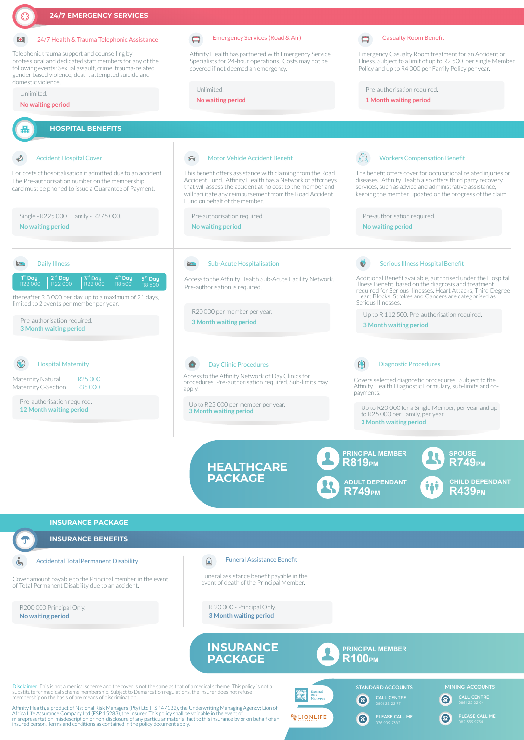## 24/7 EMERGENCY SERVICES

### 24/7 Health & Trauma Telephonic Assistance

Telephonic trauma support and counselling by professional and dedicated staff members for any of the following events: Sexual assault, crime, trauma-related gender based violence, death, attempted suicide and domestic violence.

Unlimited.
**No waiting period**

### Emergency Services (Road & Air)

Affinity Health has partnered with Emergency Service Specialists for 24-hour operations. Costs may not be covered if not deemed an emergency.

Unlimited.
**No waiting period**

### Casualty Room Benefit

Emergency Casualty Room treatment for an Accident or Illness. Subject to a limit of up to R2 500 per single Member Policy and up to R4 000 per Family Policy per year.

Pre-authorisation required.
**1 Month waiting period**

## HOSPITAL BENEFITS

### Accident Hospital Cover

For costs of hospitalisation if admitted due to an accident. The Pre-authorisation number on the membership card must be phoned to issue a Guarantee of Payment.

Single - R225 000 | Family - R275 000.
**No waiting period**

### Motor Vehicle Accident Benefit

This benefit offers assistance with claiming from the Road Accident Fund. Affinity Health has a Network of attorneys that will assess the accident at no cost to the member and will facilitate any reimbursement from the Road Accident Fund on behalf of the member.

Pre-authorisation required.
**No waiting period**

### Workers Compensation Benefit

The benefit offers cover for occupational related injuries or diseases. Affinity Health also offers third party recovery services, such as advice and administrative assistance, keeping the member updated on the progress of the claim.

Pre-authorisation required.
**No waiting period**

### Daily Illness

| 1st Day | 2nd Day | 3rd Day | 4th Day | 5th Day |
|---|---|---|---|---|
| R22 000 | R22 000 | R22 000 | R8 500 | R8 500 |

thereafter R 3 000 per day, up to a maximum of 21 days, limited to 2 events per member per year.

Pre-authorisation required.
**3 Month waiting period**

### Sub-Acute Hospitalisation

Access to the Affinity Health Sub-Acute Facility Network. Pre-authorisation is required.

R20 000 per member per year.
**3 Month waiting period**

### Serious Illness Hospital Benefit

Additional Benefit available, authorised under the Hospital Illness Benefit, based on the diagnosis and treatment required for Serious Illnesses. Heart Attacks, Third Degree Heart Blocks, Strokes and Cancers are categorised as Serious Illnesses.

Up to R 112 500. Pre-authorisation required.
**3 Month waiting period**

### Hospital Maternity

Maternity Natural R25 000
Maternity C-Section R35 000

Pre-authorisation required.
**12 Month waiting period**

### Day Clinic Procedures

Access to the Affinity Network of Day Clinics for procedures. Pre-authorisation required. Sub-limits may apply.

Up to R25 000 per member per year.
**3 Month waiting period**

### Diagnostic Procedures

Covers selected diagnostic procedures. Subject to the Affinity Health Diagnostic Formulary, sub-limits and co-payments.

Up to R20 000 for a Single Member, per year and up to R25 000 per Family, per year.
**3 Month waiting period**

## HEALTHCARE PACKAGE

- PRINCIPAL MEMBER **R819PM**
- SPOUSE **R749PM**
- ADULT DEPENDANT **R749PM**
- CHILD DEPENDANT **R439PM**

## INSURANCE PACKAGE

## INSURANCE BENEFITS

### Accidental Total Permanent Disability

Cover amount payable to the Principal member in the event of Total Permanent Disability due to an accident.

R200 000 Principal Only.
**No waiting period**

### Funeral Assistance Benefit

Funeral assistance benefit payable in the event of death of the Principal Member.

R 20 000 - Principal Only.
**3 Month waiting period**

## INSURANCE PACKAGE

- PRINCIPAL MEMBER **R100PM**

Disclaimer: This is not a medical scheme and the cover is not the same as that of a medical scheme. This policy is not a substitute for medical scheme membership. Subject to Demarcation regulations, the Insurer does not refuse membership on the basis of any means of discrimination.

Affinity Health, a product of National Risk Managers (Pty) Ltd (FSP 47132), the Underwriting Managing Agency; Lion of Africa Life Assurance Company Ltd (FSP 15283), the Insurer. This policy shall be voidable in the event of misrepresentation, misdescription or non-disclosure of any particular material fact to this insurance by or on behalf of an insured person. Terms and conditions as contained in the policy document apply.

National Risk Managers

LIONLIFE

STANDARD ACCOUNTS
CALL CENTRE 0861 22 22 77
PLEASE CALL ME 076 909 7382

MINING ACCOUNTS
CALL CENTRE 0861 22 22 94
PLEASE CALL ME 082 359 9754